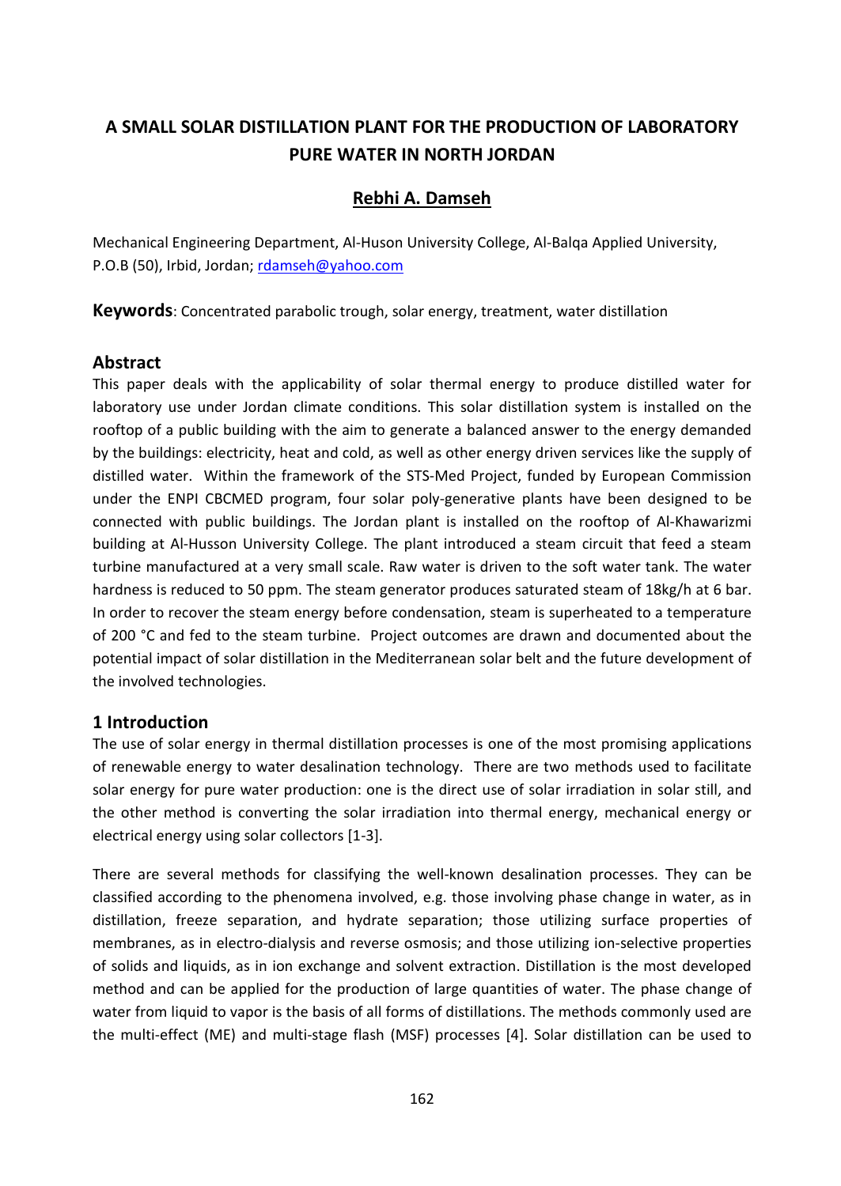# A SMALL SOLAR DISTILLATION PLANT FOR THE PRODUCTION OF LABORATORY PURE WATER IN NORTH JORDAN

**Rebhi A. Damseh**

Mechanical Engineering Department, Al-Huson University College, Al-Balqa Applied University, P.O.B (50), Irbid, Jordan; rdamseh@yahoo.com

**Keywords**: Concentrated parabolic trough, solar energy, treatment, water distillation

## Abstract

This paper deals with the applicability of solar thermal energy to produce distilled water for laboratory use under Jordan climate conditions. This solar distillation system is installed on the rooftop of a public building with the aim to generate a balanced answer to the energy demanded by the buildings: electricity, heat and cold, as well as other energy driven services like the supply of distilled water. Within the framework of the STS-Med Project, funded by European Commission under the ENPI CBCMED program, four solar poly-generative plants have been designed to be connected with public buildings. The Jordan plant is installed on the rooftop of Al-Khawarizmi building at Al-Husson University College. The plant introduced a steam circuit that feed a steam turbine manufactured at a very small scale. Raw water is driven to the soft water tank. The water hardness is reduced to 50 ppm. The steam generator produces saturated steam of 18kg/h at 6 bar. In order to recover the steam energy before condensation, steam is superheated to a temperature of 200 °C and fed to the steam turbine. Project outcomes are drawn and documented about the potential impact of solar distillation in the Mediterranean solar belt and the future development of the involved technologies.

## 1 Introduction

The use of solar energy in thermal distillation processes is one of the most promising applications of renewable energy to water desalination technology. There are two methods used to facilitate solar energy for pure water production: one is the direct use of solar irradiation in solar still, and the other method is converting the solar irradiation into thermal energy, mechanical energy or electrical energy using solar collectors [1-3].

There are several methods for classifying the well-known desalination processes. They can be classified according to the phenomena involved, e.g. those involving phase change in water, as in distillation, freeze separation, and hydrate separation; those utilizing surface properties of membranes, as in electro-dialysis and reverse osmosis; and those utilizing ion-selective properties of solids and liquids, as in ion exchange and solvent extraction. Distillation is the most developed method and can be applied for the production of large quantities of water. The phase change of water from liquid to vapor is the basis of all forms of distillations. The methods commonly used are the multi-effect (ME) and multi-stage flash (MSF) processes [4]. Solar distillation can be used to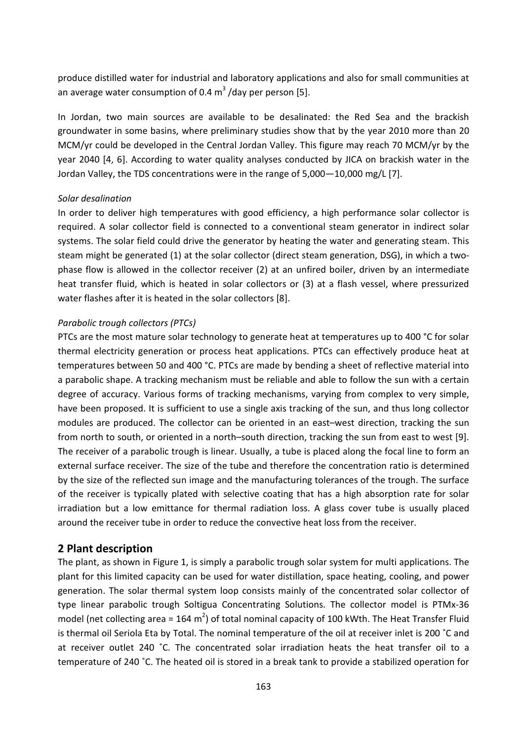produce distilled water for industrial and laboratory applications and also for small communities at an average water consumption of 0.4 $m^3$ /day per person [5].

In Jordan, two main sources are available to be desalinated: the Red Sea and the brackish groundwater in some basins, where preliminary studies show that by the year 2010 more than 20 MCM/yr could be developed in the Central Jordan Valley. This figure may reach 70 MCM/yr by the year 2040 [4, 6]. According to water quality analyses conducted by JICA on brackish water in the Jordan Valley, the TDS concentrations were in the range of 5,000—10,000 mg/L [7].

*Solar desalination*

In order to deliver high temperatures with good efficiency, a high performance solar collector is required. A solar collector field is connected to a conventional steam generator in indirect solar systems. The solar field could drive the generator by heating the water and generating steam. This steam might be generated (1) at the solar collector (direct steam generation, DSG), in which a two-phase flow is allowed in the collector receiver (2) at an unfired boiler, driven by an intermediate heat transfer fluid, which is heated in solar collectors or (3) at a flash vessel, where pressurized water flashes after it is heated in the solar collectors [8].

*Parabolic trough collectors (PTCs)*

PTCs are the most mature solar technology to generate heat at temperatures up to 400 °C for solar thermal electricity generation or process heat applications. PTCs can effectively produce heat at temperatures between 50 and 400 °C. PTCs are made by bending a sheet of reflective material into a parabolic shape. A tracking mechanism must be reliable and able to follow the sun with a certain degree of accuracy. Various forms of tracking mechanisms, varying from complex to very simple, have been proposed. It is sufficient to use a single axis tracking of the sun, and thus long collector modules are produced. The collector can be oriented in an east–west direction, tracking the sun from north to south, or oriented in a north–south direction, tracking the sun from east to west [9]. The receiver of a parabolic trough is linear. Usually, a tube is placed along the focal line to form an external surface receiver. The size of the tube and therefore the concentration ratio is determined by the size of the reflected sun image and the manufacturing tolerances of the trough. The surface of the receiver is typically plated with selective coating that has a high absorption rate for solar irradiation but a low emittance for thermal radiation loss. A glass cover tube is usually placed around the receiver tube in order to reduce the convective heat loss from the receiver.

## 2 Plant description

The plant, as shown in Figure 1, is simply a parabolic trough solar system for multi applications. The plant for this limited capacity can be used for water distillation, space heating, cooling, and power generation. The solar thermal system loop consists mainly of the concentrated solar collector of type linear parabolic trough Soltigua Concentrating Solutions. The collector model is PTMx-36 model (net collecting area = 164 $m^2$) of total nominal capacity of 100 kWth. The Heat Transfer Fluid is thermal oil Seriola Eta by Total. The nominal temperature of the oil at receiver inlet is 200 ˚C and at receiver outlet 240 ˚C. The concentrated solar irradiation heats the heat transfer oil to a temperature of 240 ˚C. The heated oil is stored in a break tank to provide a stabilized operation for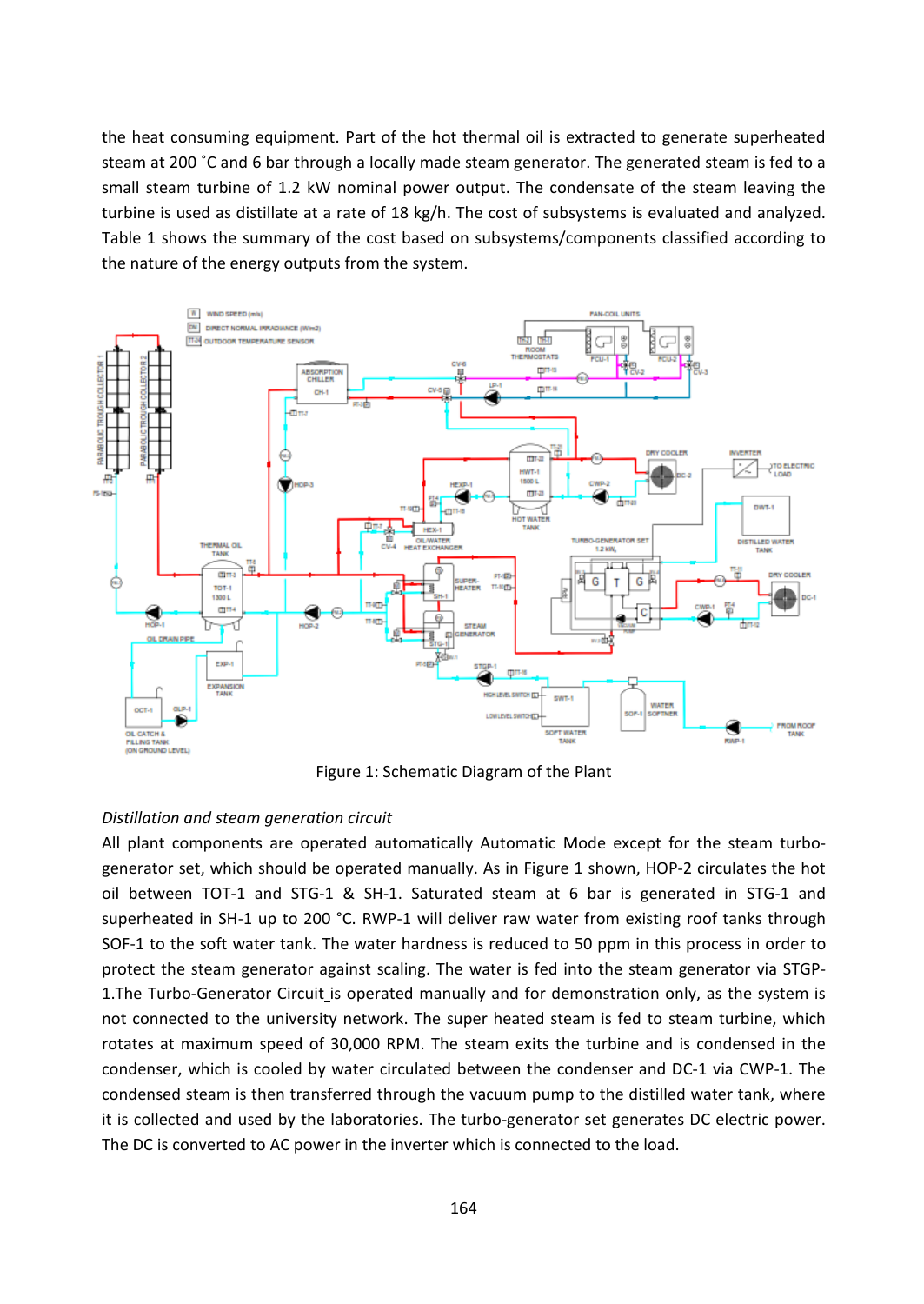the heat consuming equipment. Part of the hot thermal oil is extracted to generate superheated steam at 200 ˚C and 6 bar through a locally made steam generator. The generated steam is fed to a small steam turbine of 1.2 kW nominal power output. The condensate of the steam leaving the turbine is used as distillate at a rate of 18 kg/h. The cost of subsystems is evaluated and analyzed. Table 1 shows the summary of the cost based on subsystems/components classified according to the nature of the energy outputs from the system.

Figure 1: Schematic Diagram of the Plant

*Distillation and steam generation circuit*

All plant components are operated automatically Automatic Mode except for the steam turbo-generator set, which should be operated manually. As in Figure 1 shown, HOP-2 circulates the hot oil between TOT-1 and STG-1 & SH-1. Saturated steam at 6 bar is generated in STG-1 and superheated in SH-1 up to 200 °C. RWP-1 will deliver raw water from existing roof tanks through SOF-1 to the soft water tank. The water hardness is reduced to 50 ppm in this process in order to protect the steam generator against scaling. The water is fed into the steam generator via STGP-1.The Turbo-Generator Circuit is operated manually and for demonstration only, as the system is not connected to the university network. The super heated steam is fed to steam turbine, which rotates at maximum speed of 30,000 RPM. The steam exits the turbine and is condensed in the condenser, which is cooled by water circulated between the condenser and DC-1 via CWP-1. The condensed steam is then transferred through the vacuum pump to the distilled water tank, where it is collected and used by the laboratories. The turbo-generator set generates DC electric power. The DC is converted to AC power in the inverter which is connected to the load.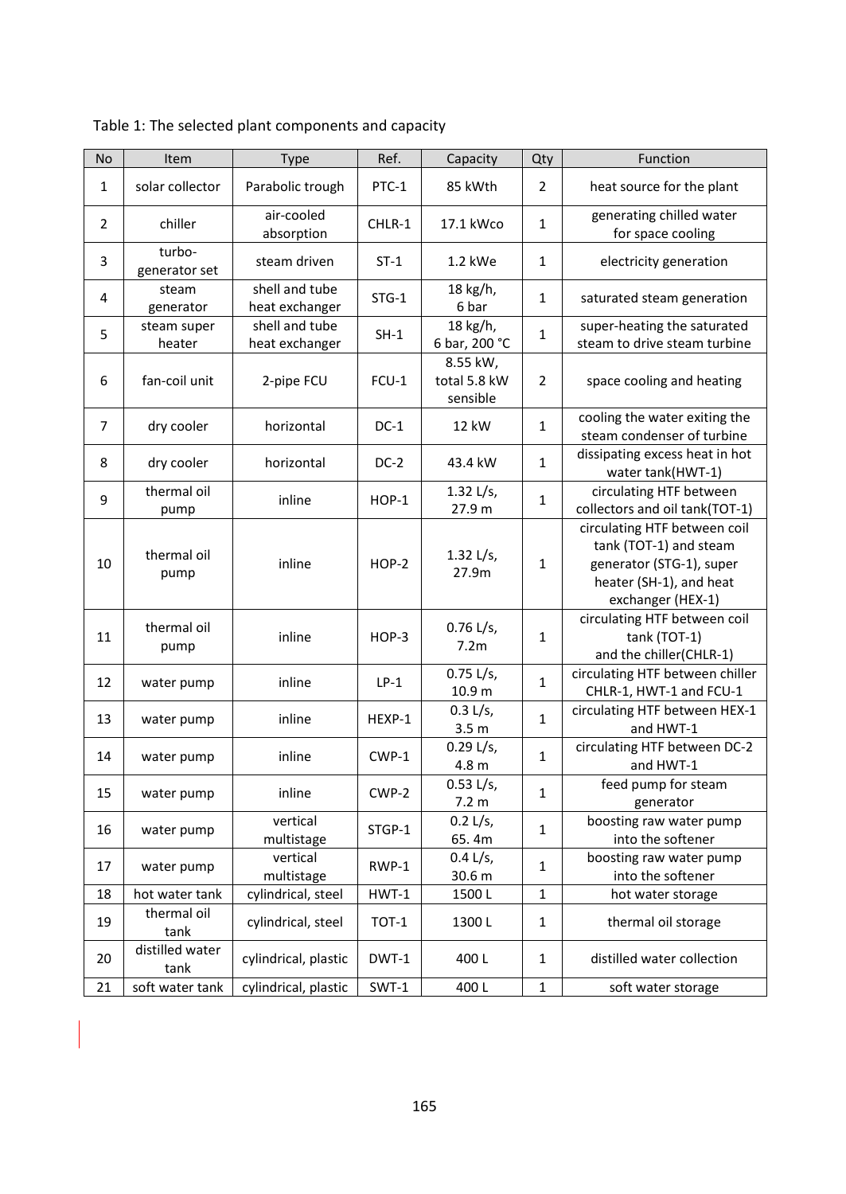Table 1: The selected plant components and capacity

| No | Item | Type | Ref. | Capacity | Qty | Function |
|---|---|---|---|---|---|---|
| 1 | solar collector | Parabolic trough | PTC-1 | 85 kWth | 2 | heat source for the plant |
| 2 | chiller | air-cooled absorption | CHLR-1 | 17.1 kWco | 1 | generating chilled water for space cooling |
| 3 | turbo-generator set | steam driven | ST-1 | 1.2 kWe | 1 | electricity generation |
| 4 | steam generator | shell and tube heat exchanger | STG-1 | 18 kg/h, 6 bar | 1 | saturated steam generation |
| 5 | steam super heater | shell and tube heat exchanger | SH-1 | 18 kg/h, 6 bar, 200 °C | 1 | super-heating the saturated steam to drive steam turbine |
| 6 | fan-coil unit | 2-pipe FCU | FCU-1 | 8.55 kW, total 5.8 kW sensible | 2 | space cooling and heating |
| 7 | dry cooler | horizontal | DC-1 | 12 kW | 1 | cooling the water exiting the steam condenser of turbine |
| 8 | dry cooler | horizontal | DC-2 | 43.4 kW | 1 | dissipating excess heat in hot water tank(HWT-1) |
| 9 | thermal oil pump | inline | HOP-1 | 1.32 L/s, 27.9 m | 1 | circulating HTF between collectors and oil tank(TOT-1) |
| 10 | thermal oil pump | inline | HOP-2 | 1.32 L/s, 27.9m | 1 | circulating HTF between coil tank (TOT-1) and steam generator (STG-1), super heater (SH-1), and heat exchanger (HEX-1) |
| 11 | thermal oil pump | inline | HOP-3 | 0.76 L/s, 7.2m | 1 | circulating HTF between coil tank (TOT-1) and the chiller(CHLR-1) |
| 12 | water pump | inline | LP-1 | 0.75 L/s, 10.9 m | 1 | circulating HTF between chiller CHLR-1, HWT-1 and FCU-1 |
| 13 | water pump | inline | HEXP-1 | 0.3 L/s, 3.5 m | 1 | circulating HTF between HEX-1 and HWT-1 |
| 14 | water pump | inline | CWP-1 | 0.29 L/s, 4.8 m | 1 | circulating HTF between DC-2 and HWT-1 |
| 15 | water pump | inline | CWP-2 | 0.53 L/s, 7.2 m | 1 | feed pump for steam generator |
| 16 | water pump | vertical multistage | STGP-1 | 0.2 L/s, 65. 4m | 1 | boosting raw water pump into the softener |
| 17 | water pump | vertical multistage | RWP-1 | 0.4 L/s, 30.6 m | 1 | boosting raw water pump into the softener |
| 18 | hot water tank | cylindrical, steel | HWT-1 | 1500 L | 1 | hot water storage |
| 19 | thermal oil tank | cylindrical, steel | TOT-1 | 1300 L | 1 | thermal oil storage |
| 20 | distilled water tank | cylindrical, plastic | DWT-1 | 400 L | 1 | distilled water collection |
| 21 | soft water tank | cylindrical, plastic | SWT-1 | 400 L | 1 | soft water storage |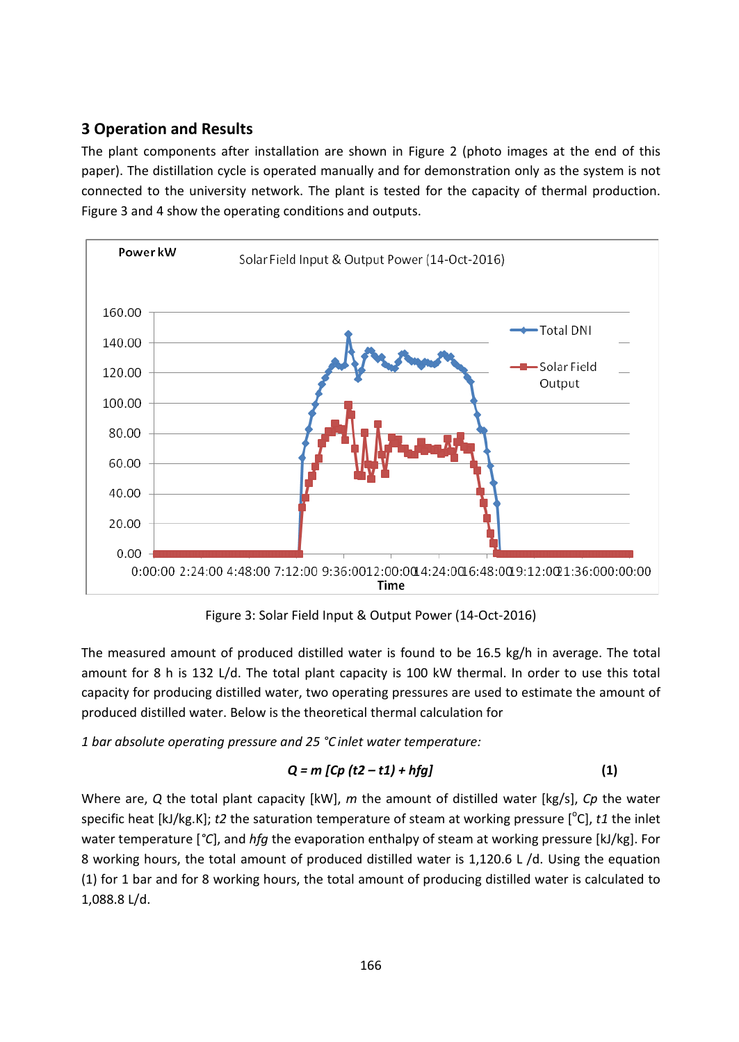## 3 Operation and Results

The plant components after installation are shown in Figure 2 (photo images at the end of this paper). The distillation cycle is operated manually and for demonstration only as the system is not connected to the university network. The plant is tested for the capacity of thermal production. Figure 3 and 4 show the operating conditions and outputs.

Power kW

Solar Field Input & Output Power (14-Oct-2016)

160.00
140.00
120.00
100.00
80.00
60.00
40.00
20.00
0.00

0:00:00 2:24:00 4:48:00 7:12:00 9:36:00 12:00:00 14:24:00 16:48:00 19:12:00 21:36:00 0:00:00

Time

Total DNI
Solar Field Output

Figure 3: Solar Field Input & Output Power (14-Oct-2016)

The measured amount of produced distilled water is found to be 16.5 kg/h in average. The total amount for 8 h is 132 L/d. The total plant capacity is 100 kW thermal. In order to use this total capacity for producing distilled water, two operating pressures are used to estimate the amount of produced distilled water. Below is the theoretical thermal calculation for

*1 bar absolute operating pressure and 25 °C inlet water temperature:*

$$Q = m\,[C_p\,(t_2 - t_1) + h_{fg}] \qquad (1)$$

Where are, $Q$ the total plant capacity [kW], $m$ the amount of distilled water [kg/s], $Cp$ the water specific heat [kJ/kg.K]; $t2$ the saturation temperature of steam at working pressure [°C], $t1$ the inlet water temperature [°C], and $hfg$ the evaporation enthalpy of steam at working pressure [kJ/kg]. For 8 working hours, the total amount of produced distilled water is 1,120.6 L /d. Using the equation (1) for 1 bar and for 8 working hours, the total amount of producing distilled water is calculated to 1,088.8 L/d.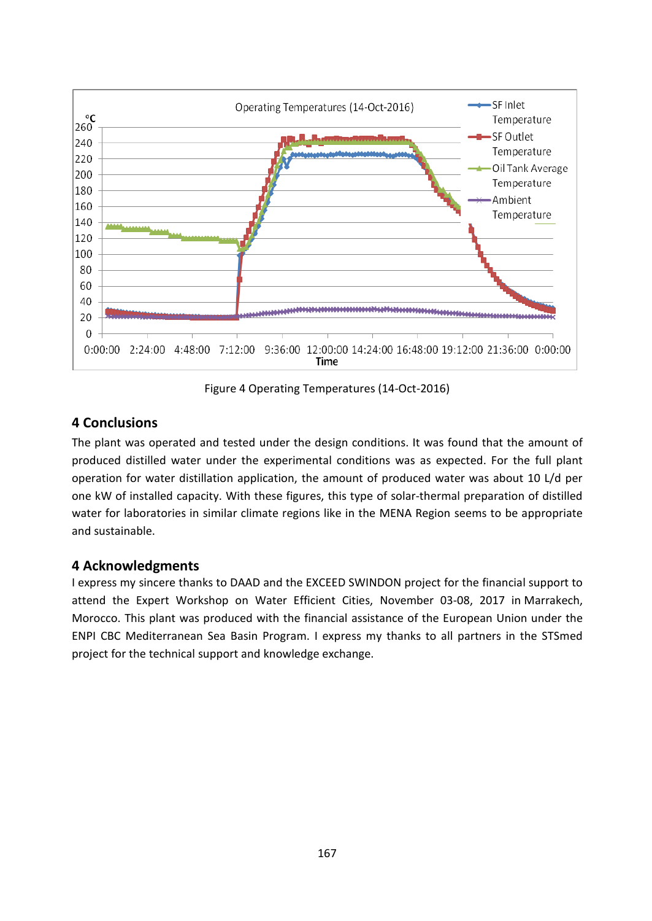Operating Temperatures (14-Oct-2016)

°C

260
240
220
200
180
160
140
120
100
80
60
40
20
0

0:00:00 2:24:00 4:48:00 7:12:00 9:36:00 12:00:00 14:24:00 16:48:00 19:12:00 21:36:00 0:00:00

Time

SF Inlet Temperature

SF Outlet Temperature

Oil Tank Average Temperature

Ambient Temperature

Figure 4 Operating Temperatures (14-Oct-2016)

## 4 Conclusions

The plant was operated and tested under the design conditions. It was found that the amount of produced distilled water under the experimental conditions was as expected. For the full plant operation for water distillation application, the amount of produced water was about 10 L/d per one kW of installed capacity. With these figures, this type of solar-thermal preparation of distilled water for laboratories in similar climate regions like in the MENA Region seems to be appropriate and sustainable.

## 4 Acknowledgments

I express my sincere thanks to DAAD and the EXCEED SWINDON project for the financial support to attend the Expert Workshop on Water Efficient Cities, November 03-08, 2017 in Marrakech, Morocco. This plant was produced with the financial assistance of the European Union under the ENPI CBC Mediterranean Sea Basin Program. I express my thanks to all partners in the STSmed project for the technical support and knowledge exchange.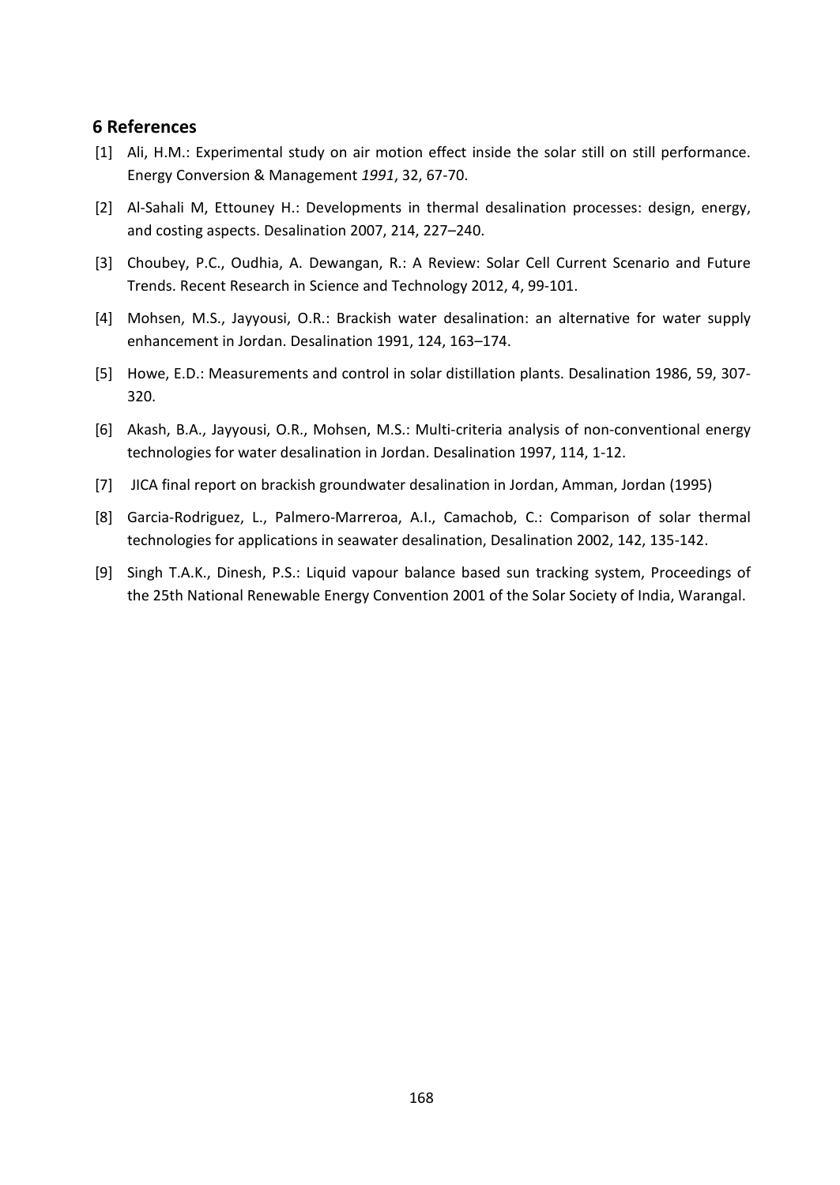## 6 References

[1] Ali, H.M.: Experimental study on air motion effect inside the solar still on still performance. Energy Conversion & Management *1991*, 32, 67-70.

[2] Al-Sahali M, Ettouney H.: Developments in thermal desalination processes: design, energy, and costing aspects. Desalination 2007, 214, 227–240.

[3] Choubey, P.C., Oudhia, A. Dewangan, R.: A Review: Solar Cell Current Scenario and Future Trends. Recent Research in Science and Technology 2012, 4, 99-101.

[4] Mohsen, M.S., Jayyousi, O.R.: Brackish water desalination: an alternative for water supply enhancement in Jordan. Desalination 1991, 124, 163–174.

[5] Howe, E.D.: Measurements and control in solar distillation plants. Desalination 1986, 59, 307-320.

[6] Akash, B.A., Jayyousi, O.R., Mohsen, M.S.: Multi-criteria analysis of non-conventional energy technologies for water desalination in Jordan. Desalination 1997, 114, 1-12.

[7] JICA final report on brackish groundwater desalination in Jordan, Amman, Jordan (1995)

[8] Garcia-Rodriguez, L., Palmero-Marreroa, A.I., Camachob, C.: Comparison of solar thermal technologies for applications in seawater desalination, Desalination 2002, 142, 135-142.

[9] Singh T.A.K., Dinesh, P.S.: Liquid vapour balance based sun tracking system, Proceedings of the 25th National Renewable Energy Convention 2001 of the Solar Society of India, Warangal.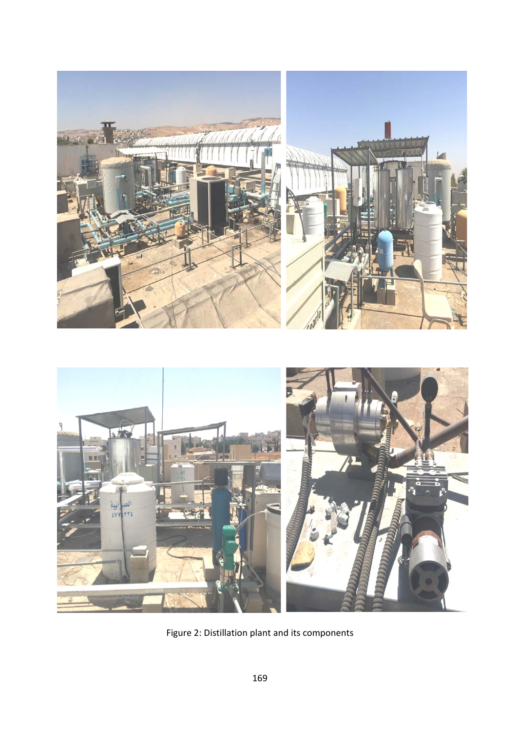Figure 2: Distillation plant and its components